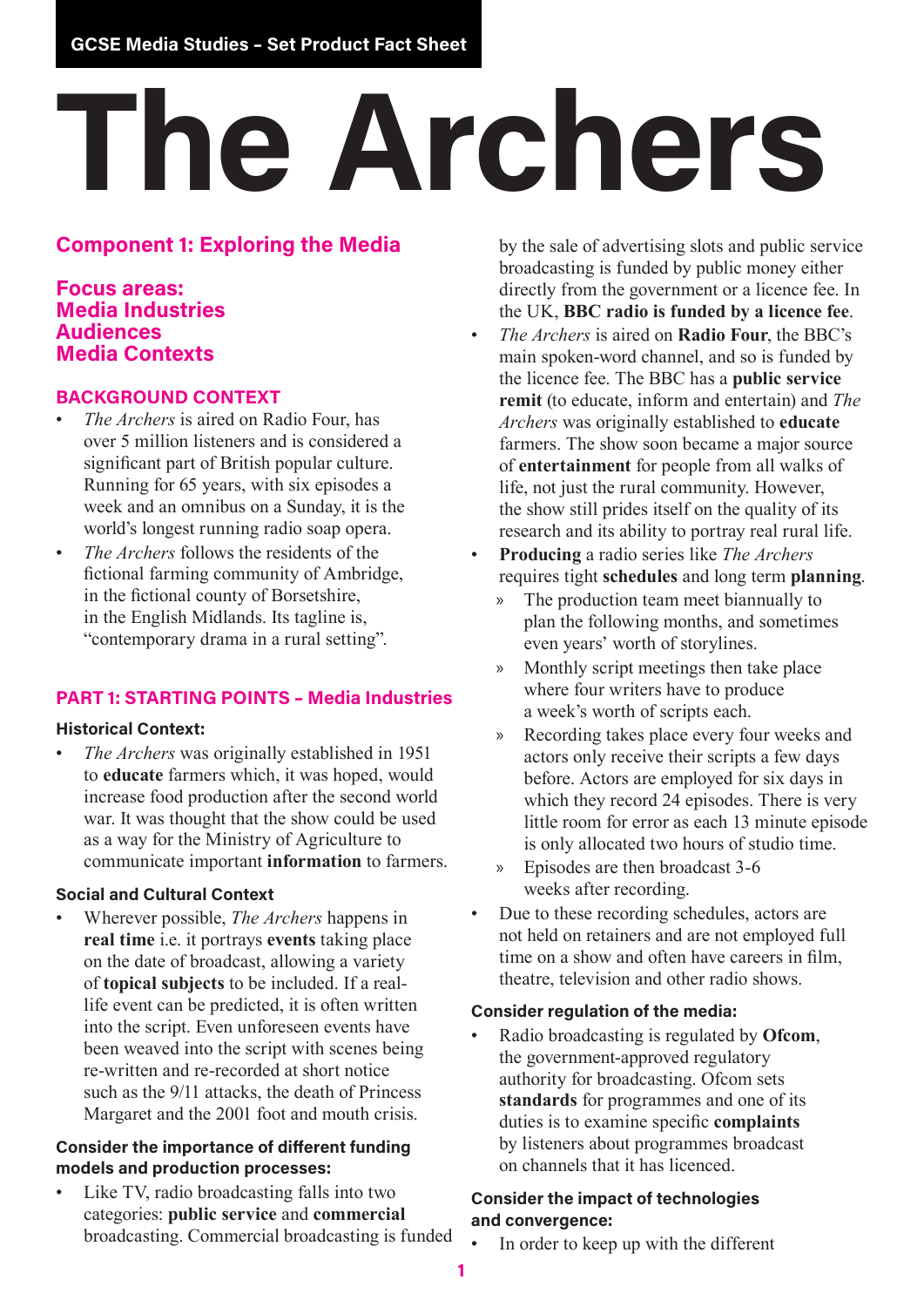GCSE Media Studies – Set Product Fact Sheet

# The Archers

## Component 1: Exploring the Media

### Focus areas:
### Media Industries
### Audiences
### Media Contexts

### BACKGROUND CONTEXT

- *The Archers* is aired on Radio Four, has over 5 million listeners and is considered a significant part of British popular culture. Running for 65 years, with six episodes a week and an omnibus on a Sunday, it is the world's longest running radio soap opera.
- *The Archers* follows the residents of the fictional farming community of Ambridge, in the fictional county of Borsetshire, in the English Midlands. Its tagline is, "contemporary drama in a rural setting".

### PART 1: STARTING POINTS – Media Industries

#### Historical Context:

- *The Archers* was originally established in 1951 to **educate** farmers which, it was hoped, would increase food production after the second world war. It was thought that the show could be used as a way for the Ministry of Agriculture to communicate important **information** to farmers.

#### Social and Cultural Context

- Wherever possible, *The Archers* happens in **real time** i.e. it portrays **events** taking place on the date of broadcast, allowing a variety of **topical subjects** to be included. If a real-life event can be predicted, it is often written into the script. Even unforeseen events have been weaved into the script with scenes being re-written and re-recorded at short notice such as the 9/11 attacks, the death of Princess Margaret and the 2001 foot and mouth crisis.

#### Consider the importance of different funding models and production processes:

- Like TV, radio broadcasting falls into two categories: **public service** and **commercial** broadcasting. Commercial broadcasting is funded by the sale of advertising slots and public service broadcasting is funded by public money either directly from the government or a licence fee. In the UK, **BBC radio is funded by a licence fee**.
- *The Archers* is aired on **Radio Four**, the BBC's main spoken-word channel, and so is funded by the licence fee. The BBC has a **public service remit** (to educate, inform and entertain) and *The Archers* was originally established to **educate** farmers. The show soon became a major source of **entertainment** for people from all walks of life, not just the rural community. However, the show still prides itself on the quality of its research and its ability to portray real rural life.
- **Producing** a radio series like *The Archers* requires tight **schedules** and long term **planning**.
  - The production team meet biannually to plan the following months, and sometimes even years' worth of storylines.
  - Monthly script meetings then take place where four writers have to produce a week's worth of scripts each.
  - Recording takes place every four weeks and actors only receive their scripts a few days before. Actors are employed for six days in which they record 24 episodes. There is very little room for error as each 13 minute episode is only allocated two hours of studio time.
  - Episodes are then broadcast 3-6 weeks after recording.
- Due to these recording schedules, actors are not held on retainers and are not employed full time on a show and often have careers in film, theatre, television and other radio shows.

#### Consider regulation of the media:

- Radio broadcasting is regulated by **Ofcom**, the government-approved regulatory authority for broadcasting. Ofcom sets **standards** for programmes and one of its duties is to examine specific **complaints** by listeners about programmes broadcast on channels that it has licenced.

#### Consider the impact of technologies and convergence:

- In order to keep up with the different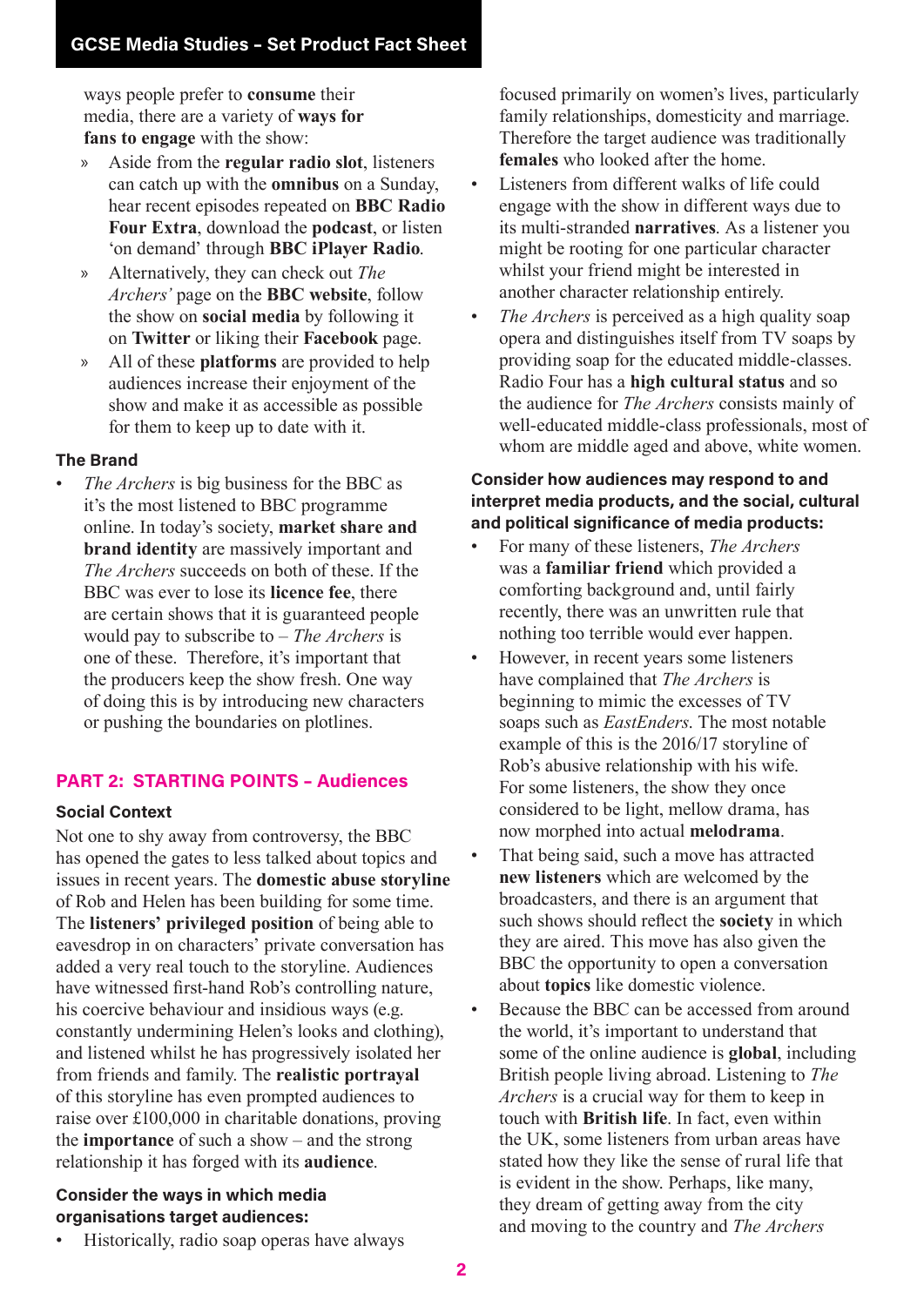ways people prefer to **consume** their media, there are a variety of **ways for fans to engage** with the show:

- Aside from the **regular radio slot**, listeners can catch up with the **omnibus** on a Sunday, hear recent episodes repeated on **BBC Radio Four Extra**, download the **podcast**, or listen 'on demand' through **BBC iPlayer Radio**.
- Alternatively, they can check out *The Archers'* page on the **BBC website**, follow the show on **social media** by following it on **Twitter** or liking their **Facebook** page.
- All of these **platforms** are provided to help audiences increase their enjoyment of the show and make it as accessible as possible for them to keep up to date with it.

### The Brand

- *The Archers* is big business for the BBC as it's the most listened to BBC programme online. In today's society, **market share and brand identity** are massively important and *The Archers* succeeds on both of these. If the BBC was ever to lose its **licence fee**, there are certain shows that it is guaranteed people would pay to subscribe to – *The Archers* is one of these. Therefore, it's important that the producers keep the show fresh. One way of doing this is by introducing new characters or pushing the boundaries on plotlines.

## PART 2: STARTING POINTS – Audiences

### Social Context

Not one to shy away from controversy, the BBC has opened the gates to less talked about topics and issues in recent years. The **domestic abuse storyline** of Rob and Helen has been building for some time. The **listeners' privileged position** of being able to eavesdrop in on characters' private conversation has added a very real touch to the storyline. Audiences have witnessed first-hand Rob's controlling nature, his coercive behaviour and insidious ways (e.g. constantly undermining Helen's looks and clothing), and listened whilst he has progressively isolated her from friends and family. The **realistic portrayal** of this storyline has even prompted audiences to raise over £100,000 in charitable donations, proving the **importance** of such a show – and the strong relationship it has forged with its **audience**.

### Consider the ways in which media organisations target audiences:

- Historically, radio soap operas have always focused primarily on women's lives, particularly family relationships, domesticity and marriage. Therefore the target audience was traditionally **females** who looked after the home.
- Listeners from different walks of life could engage with the show in different ways due to its multi-stranded **narratives**. As a listener you might be rooting for one particular character whilst your friend might be interested in another character relationship entirely.
- *The Archers* is perceived as a high quality soap opera and distinguishes itself from TV soaps by providing soap for the educated middle-classes. Radio Four has a **high cultural status** and so the audience for *The Archers* consists mainly of well-educated middle-class professionals, most of whom are middle aged and above, white women.

### Consider how audiences may respond to and interpret media products, and the social, cultural and political significance of media products:

- For many of these listeners, *The Archers* was a **familiar friend** which provided a comforting background and, until fairly recently, there was an unwritten rule that nothing too terrible would ever happen.
- However, in recent years some listeners have complained that *The Archers* is beginning to mimic the excesses of TV soaps such as *EastEnders*. The most notable example of this is the 2016/17 storyline of Rob's abusive relationship with his wife. For some listeners, the show they once considered to be light, mellow drama, has now morphed into actual **melodrama**.
- That being said, such a move has attracted **new listeners** which are welcomed by the broadcasters, and there is an argument that such shows should reflect the **society** in which they are aired. This move has also given the BBC the opportunity to open a conversation about **topics** like domestic violence.
- Because the BBC can be accessed from around the world, it's important to understand that some of the online audience is **global**, including British people living abroad. Listening to *The Archers* is a crucial way for them to keep in touch with **British life**. In fact, even within the UK, some listeners from urban areas have stated how they like the sense of rural life that is evident in the show. Perhaps, like many, they dream of getting away from the city and moving to the country and *The Archers*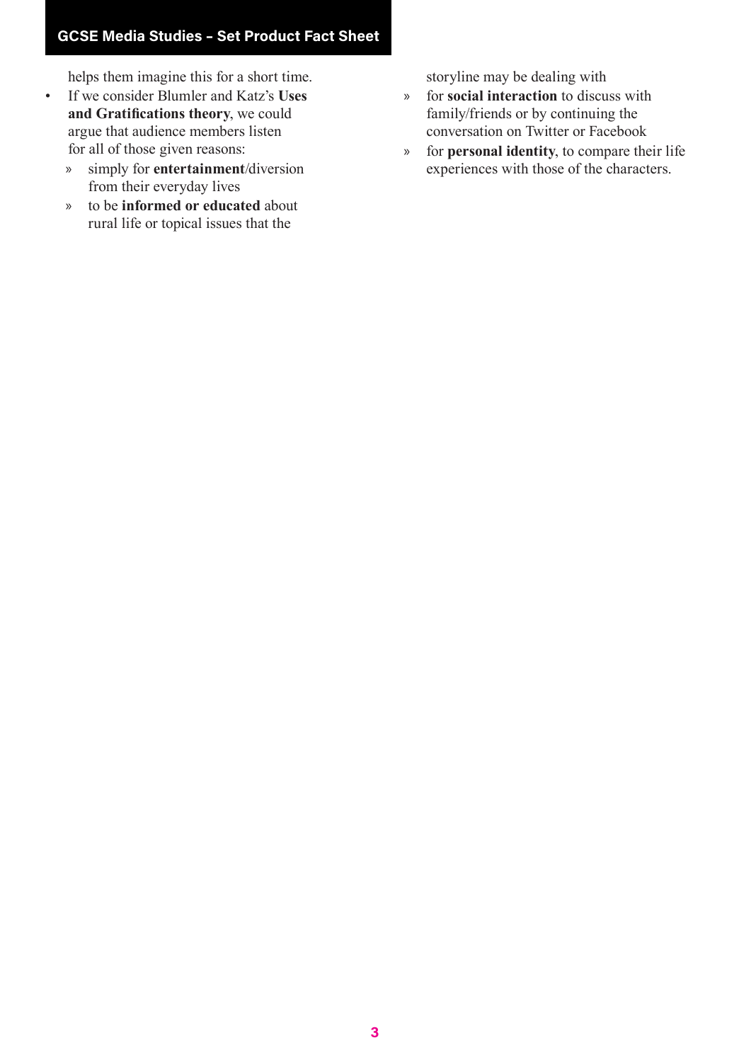helps them imagine this for a short time.

- If we consider Blumler and Katz's **Uses and Gratifications theory**, we could argue that audience members listen for all of those given reasons:
  - simply for **entertainment**/diversion from their everyday lives
  - to be **informed or educated** about rural life or topical issues that the storyline may be dealing with
  - for **social interaction** to discuss with family/friends or by continuing the conversation on Twitter or Facebook
  - for **personal identity**, to compare their life experiences with those of the characters.